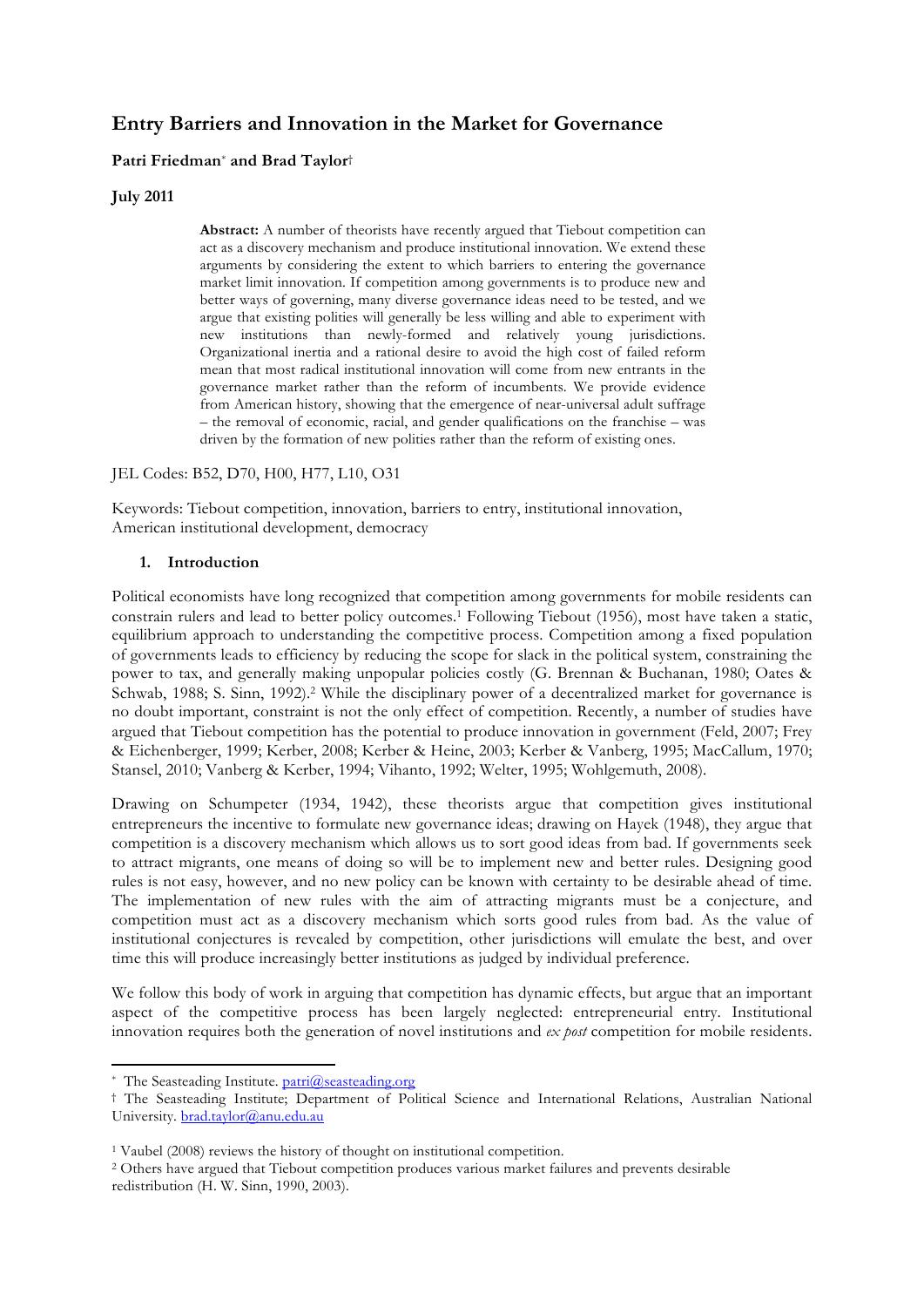# Entry Barriers and Innovation in the Market for Governance

**Patri Friedman[*] and Brad Taylor[†]**

**July 2011**

> **Abstract:** A number of theorists have recently argued that Tiebout competition can act as a discovery mechanism and produce institutional innovation. We extend these arguments by considering the extent to which barriers to entering the governance market limit innovation. If competition among governments is to produce new and better ways of governing, many diverse governance ideas need to be tested, and we argue that existing polities will generally be less willing and able to experiment with new institutions than newly-formed and relatively young jurisdictions. Organizational inertia and a rational desire to avoid the high cost of failed reform mean that most radical institutional innovation will come from new entrants in the governance market rather than the reform of incumbents. We provide evidence from American history, showing that the emergence of near-universal adult suffrage – the removal of economic, racial, and gender qualifications on the franchise – was driven by the formation of new polities rather than the reform of existing ones.

JEL Codes: B52, D70, H00, H77, L10, O31

Keywords: Tiebout competition, innovation, barriers to entry, institutional innovation, American institutional development, democracy

## 1. Introduction

Political economists have long recognized that competition among governments for mobile residents can constrain rulers and lead to better policy outcomes.[1] Following Tiebout (1956), most have taken a static, equilibrium approach to understanding the competitive process. Competition among a fixed population of governments leads to efficiency by reducing the scope for slack in the political system, constraining the power to tax, and generally making unpopular policies costly (G. Brennan & Buchanan, 1980; Oates & Schwab, 1988; S. Sinn, 1992).[2] While the disciplinary power of a decentralized market for governance is no doubt important, constraint is not the only effect of competition. Recently, a number of studies have argued that Tiebout competition has the potential to produce innovation in government (Feld, 2007; Frey & Eichenberger, 1999; Kerber, 2008; Kerber & Heine, 2003; Kerber & Vanberg, 1995; MacCallum, 1970; Stansel, 2010; Vanberg & Kerber, 1994; Vihanto, 1992; Welter, 1995; Wohlgemuth, 2008).

Drawing on Schumpeter (1934, 1942), these theorists argue that competition gives institutional entrepreneurs the incentive to formulate new governance ideas; drawing on Hayek (1948), they argue that competition is a discovery mechanism which allows us to sort good ideas from bad. If governments seek to attract migrants, one means of doing so will be to implement new and better rules. Designing good rules is not easy, however, and no new policy can be known with certainty to be desirable ahead of time. The implementation of new rules with the aim of attracting migrants must be a conjecture, and competition must act as a discovery mechanism which sorts good rules from bad. As the value of institutional conjectures is revealed by competition, other jurisdictions will emulate the best, and over time this will produce increasingly better institutions as judged by individual preference.

We follow this body of work in arguing that competition has dynamic effects, but argue that an important aspect of the competitive process has been largely neglected: entrepreneurial entry. Institutional innovation requires both the generation of novel institutions and *ex post* competition for mobile residents.

---

[*] The Seasteading Institute. patri@seasteading.org

[†] The Seasteading Institute; Department of Political Science and International Relations, Australian National University. brad.taylor@anu.edu.au

[1] Vaubel (2008) reviews the history of thought on institutional competition.

[2] Others have argued that Tiebout competition produces various market failures and prevents desirable redistribution (H. W. Sinn, 1990, 2003).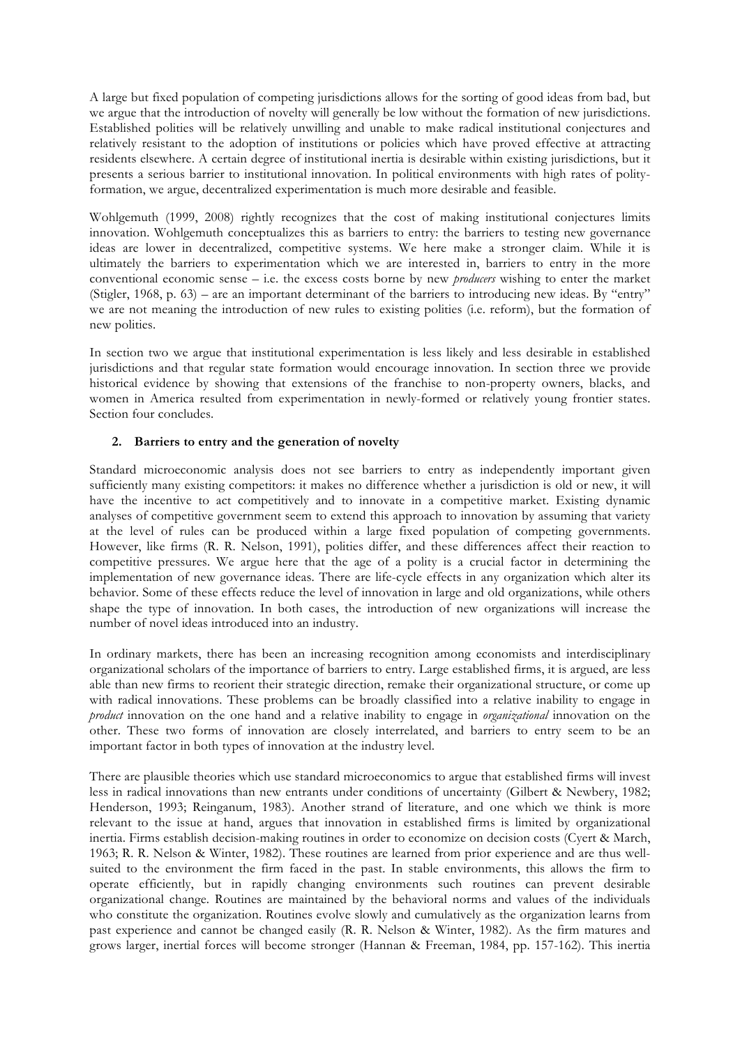A large but fixed population of competing jurisdictions allows for the sorting of good ideas from bad, but we argue that the introduction of novelty will generally be low without the formation of new jurisdictions. Established polities will be relatively unwilling and unable to make radical institutional conjectures and relatively resistant to the adoption of institutions or policies which have proved effective at attracting residents elsewhere. A certain degree of institutional inertia is desirable within existing jurisdictions, but it presents a serious barrier to institutional innovation. In political environments with high rates of polity-formation, we argue, decentralized experimentation is much more desirable and feasible.

Wohlgemuth (1999, 2008) rightly recognizes that the cost of making institutional conjectures limits innovation. Wohlgemuth conceptualizes this as barriers to entry: the barriers to testing new governance ideas are lower in decentralized, competitive systems. We here make a stronger claim. While it is ultimately the barriers to experimentation which we are interested in, barriers to entry in the more conventional economic sense – i.e. the excess costs borne by new *producers* wishing to enter the market (Stigler, 1968, p. 63) – are an important determinant of the barriers to introducing new ideas. By "entry" we are not meaning the introduction of new rules to existing polities (i.e. reform), but the formation of new polities.

In section two we argue that institutional experimentation is less likely and less desirable in established jurisdictions and that regular state formation would encourage innovation. In section three we provide historical evidence by showing that extensions of the franchise to non-property owners, blacks, and women in America resulted from experimentation in newly-formed or relatively young frontier states. Section four concludes.

## 2. Barriers to entry and the generation of novelty

Standard microeconomic analysis does not see barriers to entry as independently important given sufficiently many existing competitors: it makes no difference whether a jurisdiction is old or new, it will have the incentive to act competitively and to innovate in a competitive market. Existing dynamic analyses of competitive government seem to extend this approach to innovation by assuming that variety at the level of rules can be produced within a large fixed population of competing governments. However, like firms (R. R. Nelson, 1991), polities differ, and these differences affect their reaction to competitive pressures. We argue here that the age of a polity is a crucial factor in determining the implementation of new governance ideas. There are life-cycle effects in any organization which alter its behavior. Some of these effects reduce the level of innovation in large and old organizations, while others shape the type of innovation. In both cases, the introduction of new organizations will increase the number of novel ideas introduced into an industry.

In ordinary markets, there has been an increasing recognition among economists and interdisciplinary organizational scholars of the importance of barriers to entry. Large established firms, it is argued, are less able than new firms to reorient their strategic direction, remake their organizational structure, or come up with radical innovations. These problems can be broadly classified into a relative inability to engage in *product* innovation on the one hand and a relative inability to engage in *organizational* innovation on the other. These two forms of innovation are closely interrelated, and barriers to entry seem to be an important factor in both types of innovation at the industry level.

There are plausible theories which use standard microeconomics to argue that established firms will invest less in radical innovations than new entrants under conditions of uncertainty (Gilbert & Newbery, 1982; Henderson, 1993; Reinganum, 1983). Another strand of literature, and one which we think is more relevant to the issue at hand, argues that innovation in established firms is limited by organizational inertia. Firms establish decision-making routines in order to economize on decision costs (Cyert & March, 1963; R. R. Nelson & Winter, 1982). These routines are learned from prior experience and are thus well-suited to the environment the firm faced in the past. In stable environments, this allows the firm to operate efficiently, but in rapidly changing environments such routines can prevent desirable organizational change. Routines are maintained by the behavioral norms and values of the individuals who constitute the organization. Routines evolve slowly and cumulatively as the organization learns from past experience and cannot be changed easily (R. R. Nelson & Winter, 1982). As the firm matures and grows larger, inertial forces will become stronger (Hannan & Freeman, 1984, pp. 157-162). This inertia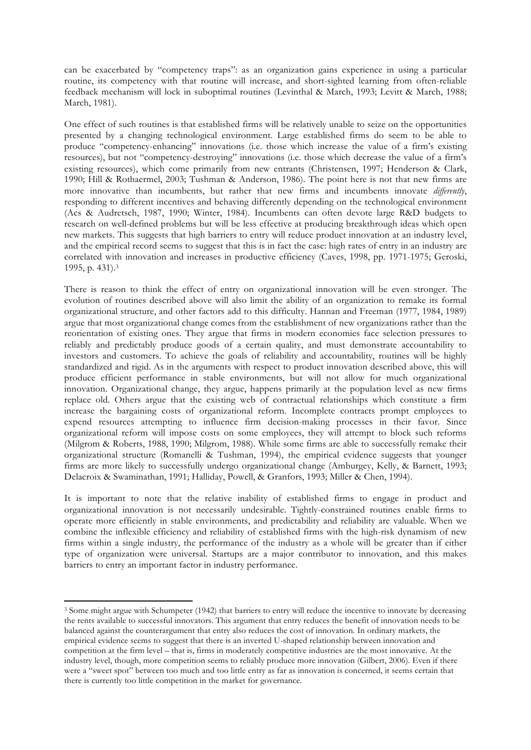can be exacerbated by "competency traps": as an organization gains experience in using a particular routine, its competency with that routine will increase, and short-sighted learning from often-reliable feedback mechanism will lock in suboptimal routines (Levinthal & March, 1993; Levitt & March, 1988; March, 1981).

One effect of such routines is that established firms will be relatively unable to seize on the opportunities presented by a changing technological environment. Large established firms do seem to be able to produce "competency-enhancing" innovations (i.e. those which increase the value of a firm's existing resources), but not "competency-destroying" innovations (i.e. those which decrease the value of a firm's existing resources), which come primarily from new entrants (Christensen, 1997; Henderson & Clark, 1990; Hill & Rothaermel, 2003; Tushman & Anderson, 1986). The point here is not that new firms are more innovative than incumbents, but rather that new firms and incumbents innovate *differently*, responding to different incentives and behaving differently depending on the technological environment (Acs & Audretsch, 1987, 1990; Winter, 1984). Incumbents can often devote large R&D budgets to research on well-defined problems but will be less effective at producing breakthrough ideas which open new markets. This suggests that high barriers to entry will reduce product innovation at an industry level, and the empirical record seems to suggest that this is in fact the case: high rates of entry in an industry are correlated with innovation and increases in productive efficiency (Caves, 1998, pp. 1971-1975; Geroski, 1995, p. 431).[3]

There is reason to think the effect of entry on organizational innovation will be even stronger. The evolution of routines described above will also limit the ability of an organization to remake its formal organizational structure, and other factors add to this difficulty. Hannan and Freeman (1977, 1984, 1989) argue that most organizational change comes from the establishment of new organizations rather than the reorientation of existing ones. They argue that firms in modern economies face selection pressures to reliably and predictably produce goods of a certain quality, and must demonstrate accountability to investors and customers. To achieve the goals of reliability and accountability, routines will be highly standardized and rigid. As in the arguments with respect to product innovation described above, this will produce efficient performance in stable environments, but will not allow for much organizational innovation. Organizational change, they argue, happens primarily at the population level as new firms replace old. Others argue that the existing web of contractual relationships which constitute a firm increase the bargaining costs of organizational reform. Incomplete contracts prompt employees to expend resources attempting to influence firm decision-making processes in their favor. Since organizational reform will impose costs on some employees, they will attempt to block such reforms (Milgrom & Roberts, 1988, 1990; Milgrom, 1988). While some firms are able to successfully remake their organizational structure (Romanelli & Tushman, 1994), the empirical evidence suggests that younger firms are more likely to successfully undergo organizational change (Amburgey, Kelly, & Barnett, 1993; Delacroix & Swaminathan, 1991; Halliday, Powell, & Granfors, 1993; Miller & Chen, 1994).

It is important to note that the relative inability of established firms to engage in product and organizational innovation is not necessarily undesirable. Tightly-constrained routines enable firms to operate more efficiently in stable environments, and predictability and reliability are valuable. When we combine the inflexible efficiency and reliability of established firms with the high-risk dynamism of new firms within a single industry, the performance of the industry as a whole will be greater than if either type of organization were universal. Startups are a major contributor to innovation, and this makes barriers to entry an important factor in industry performance.

---

[3] Some might argue with Schumpeter (1942) that barriers to entry will reduce the incentive to innovate by decreasing the rents available to successful innovators. This argument that entry reduces the benefit of innovation needs to be balanced against the counterargument that entry also reduces the cost of innovation. In ordinary markets, the empirical evidence seems to suggest that there is an inverted U-shaped relationship between innovation and competition at the firm level – that is, firms in moderately competitive industries are the most innovative. At the industry level, though, more competition seems to reliably produce more innovation (Gilbert, 2006). Even if there were a "sweet spot" between too much and too little entry as far as innovation is concerned, it seems certain that there is currently too little competition in the market for governance.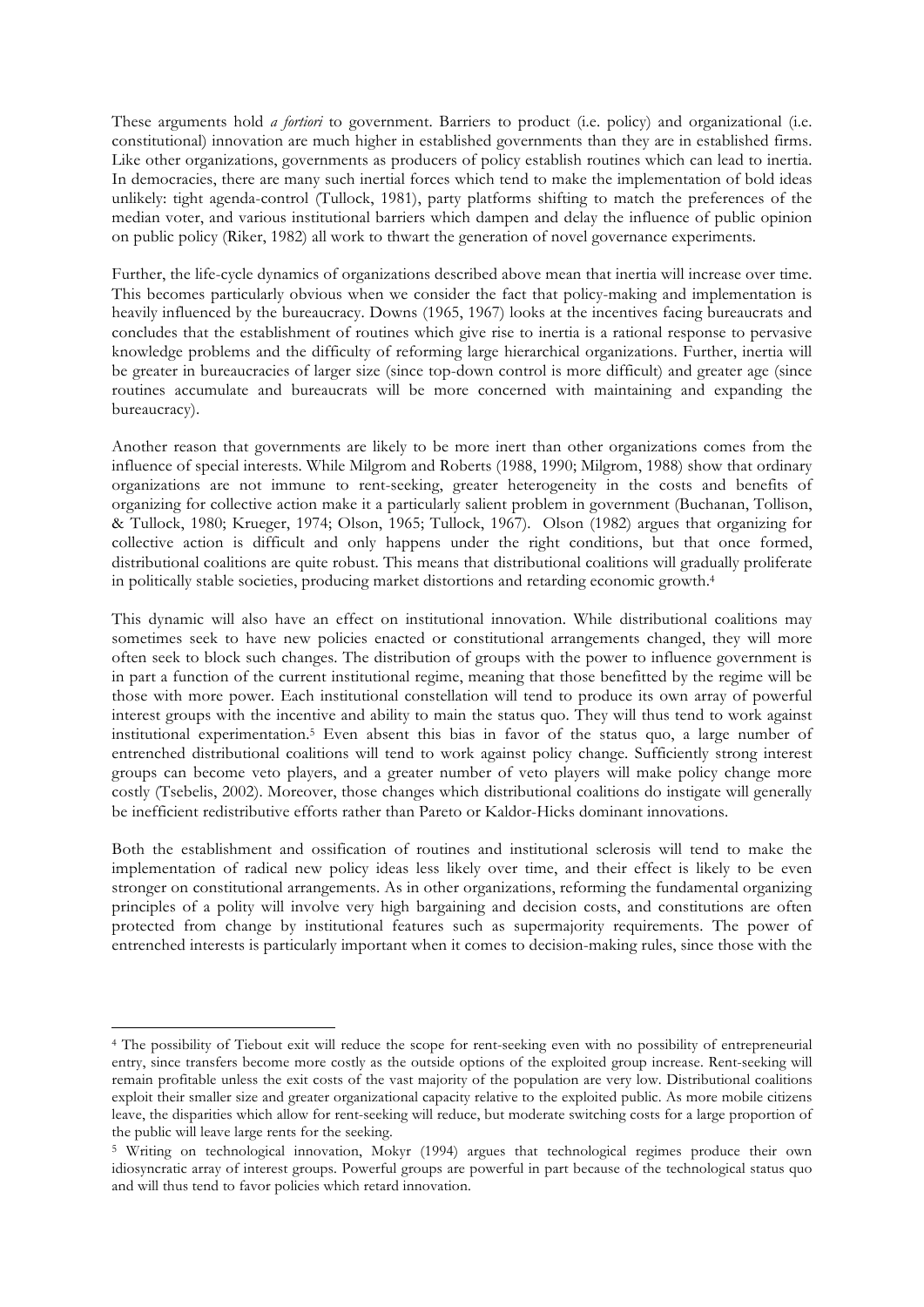These arguments hold *a fortiori* to government. Barriers to product (i.e. policy) and organizational (i.e. constitutional) innovation are much higher in established governments than they are in established firms. Like other organizations, governments as producers of policy establish routines which can lead to inertia. In democracies, there are many such inertial forces which tend to make the implementation of bold ideas unlikely: tight agenda-control (Tullock, 1981), party platforms shifting to match the preferences of the median voter, and various institutional barriers which dampen and delay the influence of public opinion on public policy (Riker, 1982) all work to thwart the generation of novel governance experiments.

Further, the life-cycle dynamics of organizations described above mean that inertia will increase over time. This becomes particularly obvious when we consider the fact that policy-making and implementation is heavily influenced by the bureaucracy. Downs (1965, 1967) looks at the incentives facing bureaucrats and concludes that the establishment of routines which give rise to inertia is a rational response to pervasive knowledge problems and the difficulty of reforming large hierarchical organizations. Further, inertia will be greater in bureaucracies of larger size (since top-down control is more difficult) and greater age (since routines accumulate and bureaucrats will be more concerned with maintaining and expanding the bureaucracy).

Another reason that governments are likely to be more inert than other organizations comes from the influence of special interests. While Milgrom and Roberts (1988, 1990; Milgrom, 1988) show that ordinary organizations are not immune to rent-seeking, greater heterogeneity in the costs and benefits of organizing for collective action make it a particularly salient problem in government (Buchanan, Tollison, & Tullock, 1980; Krueger, 1974; Olson, 1965; Tullock, 1967). Olson (1982) argues that organizing for collective action is difficult and only happens under the right conditions, but that once formed, distributional coalitions are quite robust. This means that distributional coalitions will gradually proliferate in politically stable societies, producing market distortions and retarding economic growth.[4]

This dynamic will also have an effect on institutional innovation. While distributional coalitions may sometimes seek to have new policies enacted or constitutional arrangements changed, they will more often seek to block such changes. The distribution of groups with the power to influence government is in part a function of the current institutional regime, meaning that those benefitted by the regime will be those with more power. Each institutional constellation will tend to produce its own array of powerful interest groups with the incentive and ability to main the status quo. They will thus tend to work against institutional experimentation.[5] Even absent this bias in favor of the status quo, a large number of entrenched distributional coalitions will tend to work against policy change. Sufficiently strong interest groups can become veto players, and a greater number of veto players will make policy change more costly (Tsebelis, 2002). Moreover, those changes which distributional coalitions do instigate will generally be inefficient redistributive efforts rather than Pareto or Kaldor-Hicks dominant innovations.

Both the establishment and ossification of routines and institutional sclerosis will tend to make the implementation of radical new policy ideas less likely over time, and their effect is likely to be even stronger on constitutional arrangements. As in other organizations, reforming the fundamental organizing principles of a polity will involve very high bargaining and decision costs, and constitutions are often protected from change by institutional features such as supermajority requirements. The power of entrenched interests is particularly important when it comes to decision-making rules, since those with the

---

[4] The possibility of Tiebout exit will reduce the scope for rent-seeking even with no possibility of entrepreneurial entry, since transfers become more costly as the outside options of the exploited group increase. Rent-seeking will remain profitable unless the exit costs of the vast majority of the population are very low. Distributional coalitions exploit their smaller size and greater organizational capacity relative to the exploited public. As more mobile citizens leave, the disparities which allow for rent-seeking will reduce, but moderate switching costs for a large proportion of the public will leave large rents for the seeking.

[5] Writing on technological innovation, Mokyr (1994) argues that technological regimes produce their own idiosyncratic array of interest groups. Powerful groups are powerful in part because of the technological status quo and will thus tend to favor policies which retard innovation.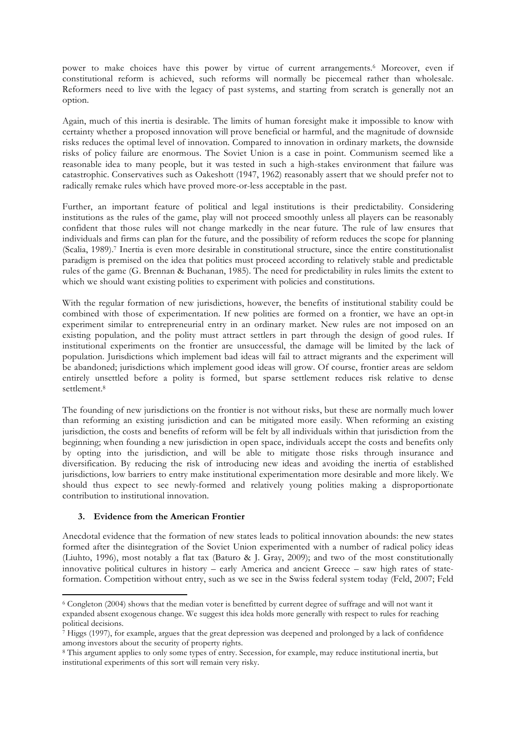power to make choices have this power by virtue of current arrangements.[6] Moreover, even if constitutional reform is achieved, such reforms will normally be piecemeal rather than wholesale. Reformers need to live with the legacy of past systems, and starting from scratch is generally not an option.

Again, much of this inertia is desirable. The limits of human foresight make it impossible to know with certainty whether a proposed innovation will prove beneficial or harmful, and the magnitude of downside risks reduces the optimal level of innovation. Compared to innovation in ordinary markets, the downside risks of policy failure are enormous. The Soviet Union is a case in point. Communism seemed like a reasonable idea to many people, but it was tested in such a high-stakes environment that failure was catastrophic. Conservatives such as Oakeshott (1947, 1962) reasonably assert that we should prefer not to radically remake rules which have proved more-or-less acceptable in the past.

Further, an important feature of political and legal institutions is their predictability. Considering institutions as the rules of the game, play will not proceed smoothly unless all players can be reasonably confident that those rules will not change markedly in the near future. The rule of law ensures that individuals and firms can plan for the future, and the possibility of reform reduces the scope for planning (Scalia, 1989).[7] Inertia is even more desirable in constitutional structure, since the entire constitutionalist paradigm is premised on the idea that politics must proceed according to relatively stable and predictable rules of the game (G. Brennan & Buchanan, 1985). The need for predictability in rules limits the extent to which we should want existing polities to experiment with policies and constitutions.

With the regular formation of new jurisdictions, however, the benefits of institutional stability could be combined with those of experimentation. If new polities are formed on a frontier, we have an opt-in experiment similar to entrepreneurial entry in an ordinary market. New rules are not imposed on an existing population, and the polity must attract settlers in part through the design of good rules. If institutional experiments on the frontier are unsuccessful, the damage will be limited by the lack of population. Jurisdictions which implement bad ideas will fail to attract migrants and the experiment will be abandoned; jurisdictions which implement good ideas will grow. Of course, frontier areas are seldom entirely unsettled before a polity is formed, but sparse settlement reduces risk relative to dense settlement.[8]

The founding of new jurisdictions on the frontier is not without risks, but these are normally much lower than reforming an existing jurisdiction and can be mitigated more easily. When reforming an existing jurisdiction, the costs and benefits of reform will be felt by all individuals within that jurisdiction from the beginning; when founding a new jurisdiction in open space, individuals accept the costs and benefits only by opting into the jurisdiction, and will be able to mitigate those risks through insurance and diversification. By reducing the risk of introducing new ideas and avoiding the inertia of established jurisdictions, low barriers to entry make institutional experimentation more desirable and more likely. We should thus expect to see newly-formed and relatively young polities making a disproportionate contribution to institutional innovation.

## 3. Evidence from the American Frontier

Anecdotal evidence that the formation of new states leads to political innovation abounds: the new states formed after the disintegration of the Soviet Union experimented with a number of radical policy ideas (Liuhto, 1996), most notably a flat tax (Baturo & J. Gray, 2009); and two of the most constitutionally innovative political cultures in history – early America and ancient Greece – saw high rates of state-formation. Competition without entry, such as we see in the Swiss federal system today (Feld, 2007; Feld

---

[6] Congleton (2004) shows that the median voter is benefitted by current degree of suffrage and will not want it expanded absent exogenous change. We suggest this idea holds more generally with respect to rules for reaching political decisions.

[7] Higgs (1997), for example, argues that the great depression was deepened and prolonged by a lack of confidence among investors about the security of property rights.

[8] This argument applies to only some types of entry. Secession, for example, may reduce institutional inertia, but institutional experiments of this sort will remain very risky.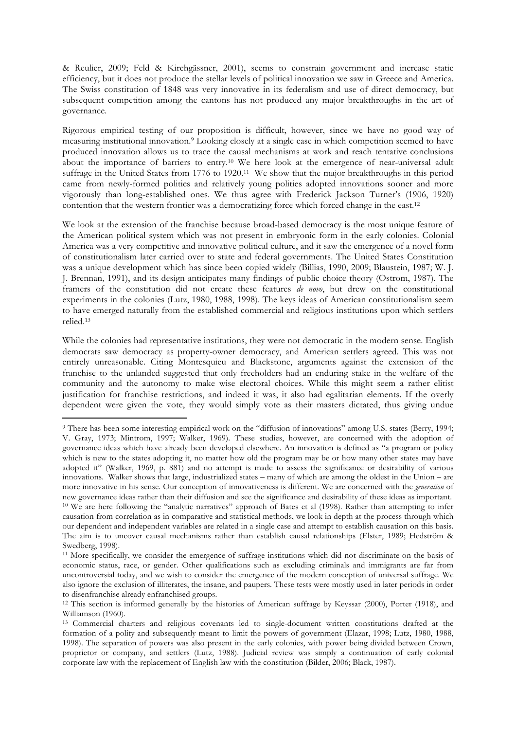& Reulier, 2009; Feld & Kirchgässner, 2001), seems to constrain government and increase static efficiency, but it does not produce the stellar levels of political innovation we saw in Greece and America. The Swiss constitution of 1848 was very innovative in its federalism and use of direct democracy, but subsequent competition among the cantons has not produced any major breakthroughs in the art of governance.

Rigorous empirical testing of our proposition is difficult, however, since we have no good way of measuring institutional innovation.[9] Looking closely at a single case in which competition seemed to have produced innovation allows us to trace the causal mechanisms at work and reach tentative conclusions about the importance of barriers to entry.[10] We here look at the emergence of near-universal adult suffrage in the United States from 1776 to 1920.[11] We show that the major breakthroughs in this period came from newly-formed polities and relatively young polities adopted innovations sooner and more vigorously than long-established ones. We thus agree with Frederick Jackson Turner's (1906, 1920) contention that the western frontier was a democratizing force which forced change in the east.[12]

We look at the extension of the franchise because broad-based democracy is the most unique feature of the American political system which was not present in embryonic form in the early colonies. Colonial America was a very competitive and innovative political culture, and it saw the emergence of a novel form of constitutionalism later carried over to state and federal governments. The United States Constitution was a unique development which has since been copied widely (Billias, 1990, 2009; Blaustein, 1987; W. J. J. Brennan, 1991), and its design anticipates many findings of public choice theory (Ostrom, 1987). The framers of the constitution did not create these features *de novo*, but drew on the constitutional experiments in the colonies (Lutz, 1980, 1988, 1998). The keys ideas of American constitutionalism seem to have emerged naturally from the established commercial and religious institutions upon which settlers relied.[13]

While the colonies had representative institutions, they were not democratic in the modern sense. English democrats saw democracy as property-owner democracy, and American settlers agreed. This was not entirely unreasonable. Citing Montesquieu and Blackstone, arguments against the extension of the franchise to the unlanded suggested that only freeholders had an enduring stake in the welfare of the community and the autonomy to make wise electoral choices. While this might seem a rather elitist justification for franchise restrictions, and indeed it was, it also had egalitarian elements. If the overly dependent were given the vote, they would simply vote as their masters dictated, thus giving undue

---

[9] There has been some interesting empirical work on the "diffusion of innovations" among U.S. states (Berry, 1994; V. Gray, 1973; Mintrom, 1997; Walker, 1969). These studies, however, are concerned with the adoption of governance ideas which have already been developed elsewhere. An innovation is defined as "a program or policy which is new to the states adopting it, no matter how old the program may be or how many other states may have adopted it" (Walker, 1969, p. 881) and no attempt is made to assess the significance or desirability of various innovations. Walker shows that large, industrialized states – many of which are among the oldest in the Union – are more innovative in his sense. Our conception of innovativeness is different. We are concerned with the *generation* of new governance ideas rather than their diffusion and see the significance and desirability of these ideas as important.

[10] We are here following the "analytic narratives" approach of Bates et al (1998). Rather than attempting to infer causation from correlation as in comparative and statistical methods, we look in depth at the process through which our dependent and independent variables are related in a single case and attempt to establish causation on this basis. The aim is to uncover causal mechanisms rather than establish causal relationships (Elster, 1989; Hedström & Swedberg, 1998).

[11] More specifically, we consider the emergence of suffrage institutions which did not discriminate on the basis of economic status, race, or gender. Other qualifications such as excluding criminals and immigrants are far from uncontroversial today, and we wish to consider the emergence of the modern conception of universal suffrage. We also ignore the exclusion of illiterates, the insane, and paupers. These tests were mostly used in later periods in order to disenfranchise already enfranchised groups.

[12] This section is informed generally by the histories of American suffrage by Keyssar (2000), Porter (1918), and Williamson (1960).

[13] Commercial charters and religious covenants led to single-document written constitutions drafted at the formation of a polity and subsequently meant to limit the powers of government (Elazar, 1998; Lutz, 1980, 1988, 1998). The separation of powers was also present in the early colonies, with power being divided between Crown, proprietor or company, and settlers (Lutz, 1988). Judicial review was simply a continuation of early colonial corporate law with the replacement of English law with the constitution (Bilder, 2006; Black, 1987).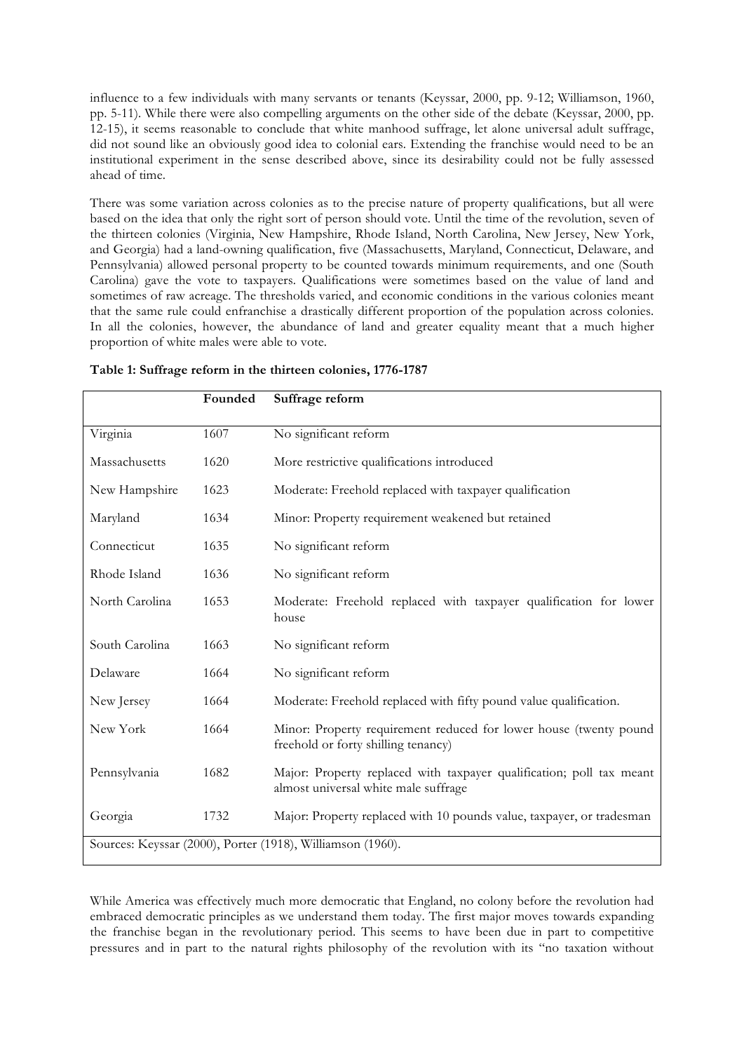influence to a few individuals with many servants or tenants (Keyssar, 2000, pp. 9-12; Williamson, 1960, pp. 5-11). While there were also compelling arguments on the other side of the debate (Keyssar, 2000, pp. 12-15), it seems reasonable to conclude that white manhood suffrage, let alone universal adult suffrage, did not sound like an obviously good idea to colonial ears. Extending the franchise would need to be an institutional experiment in the sense described above, since its desirability could not be fully assessed ahead of time.

There was some variation across colonies as to the precise nature of property qualifications, but all were based on the idea that only the right sort of person should vote. Until the time of the revolution, seven of the thirteen colonies (Virginia, New Hampshire, Rhode Island, North Carolina, New Jersey, New York, and Georgia) had a land-owning qualification, five (Massachusetts, Maryland, Connecticut, Delaware, and Pennsylvania) allowed personal property to be counted towards minimum requirements, and one (South Carolina) gave the vote to taxpayers. Qualifications were sometimes based on the value of land and sometimes of raw acreage. The thresholds varied, and economic conditions in the various colonies meant that the same rule could enfranchise a drastically different proportion of the population across colonies. In all the colonies, however, the abundance of land and greater equality meant that a much higher proportion of white males were able to vote.

**Table 1: Suffrage reform in the thirteen colonies, 1776-1787**

| | Founded | Suffrage reform |
|---|---|---|
| Virginia | 1607 | No significant reform |
| Massachusetts | 1620 | More restrictive qualifications introduced |
| New Hampshire | 1623 | Moderate: Freehold replaced with taxpayer qualification |
| Maryland | 1634 | Minor: Property requirement weakened but retained |
| Connecticut | 1635 | No significant reform |
| Rhode Island | 1636 | No significant reform |
| North Carolina | 1653 | Moderate: Freehold replaced with taxpayer qualification for lower house |
| South Carolina | 1663 | No significant reform |
| Delaware | 1664 | No significant reform |
| New Jersey | 1664 | Moderate: Freehold replaced with fifty pound value qualification. |
| New York | 1664 | Minor: Property requirement reduced for lower house (twenty pound freehold or forty shilling tenancy) |
| Pennsylvania | 1682 | Major: Property replaced with taxpayer qualification; poll tax meant almost universal white male suffrage |
| Georgia | 1732 | Major: Property replaced with 10 pounds value, taxpayer, or tradesman |

Sources: Keyssar (2000), Porter (1918), Williamson (1960).

While America was effectively much more democratic that England, no colony before the revolution had embraced democratic principles as we understand them today. The first major moves towards expanding the franchise began in the revolutionary period. This seems to have been due in part to competitive pressures and in part to the natural rights philosophy of the revolution with its "no taxation without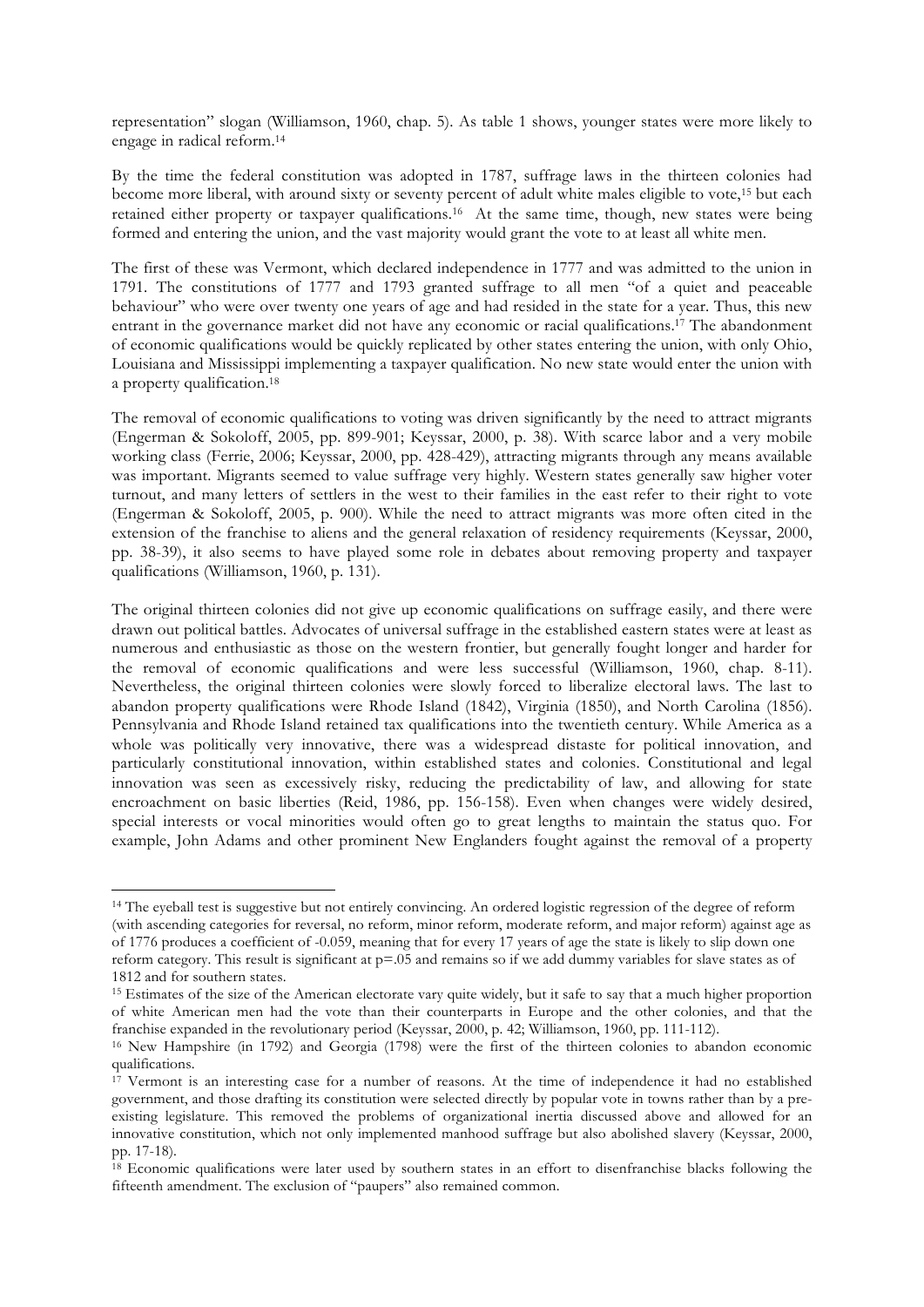representation" slogan (Williamson, 1960, chap. 5). As table 1 shows, younger states were more likely to engage in radical reform.[14]

By the time the federal constitution was adopted in 1787, suffrage laws in the thirteen colonies had become more liberal, with around sixty or seventy percent of adult white males eligible to vote,[15] but each retained either property or taxpayer qualifications.[16] At the same time, though, new states were being formed and entering the union, and the vast majority would grant the vote to at least all white men.

The first of these was Vermont, which declared independence in 1777 and was admitted to the union in 1791. The constitutions of 1777 and 1793 granted suffrage to all men "of a quiet and peaceable behaviour" who were over twenty one years of age and had resided in the state for a year. Thus, this new entrant in the governance market did not have any economic or racial qualifications.[17] The abandonment of economic qualifications would be quickly replicated by other states entering the union, with only Ohio, Louisiana and Mississippi implementing a taxpayer qualification. No new state would enter the union with a property qualification.[18]

The removal of economic qualifications to voting was driven significantly by the need to attract migrants (Engerman & Sokoloff, 2005, pp. 899-901; Keyssar, 2000, p. 38). With scarce labor and a very mobile working class (Ferrie, 2006; Keyssar, 2000, pp. 428-429), attracting migrants through any means available was important. Migrants seemed to value suffrage very highly. Western states generally saw higher voter turnout, and many letters of settlers in the west to their families in the east refer to their right to vote (Engerman & Sokoloff, 2005, p. 900). While the need to attract migrants was more often cited in the extension of the franchise to aliens and the general relaxation of residency requirements (Keyssar, 2000, pp. 38-39), it also seems to have played some role in debates about removing property and taxpayer qualifications (Williamson, 1960, p. 131).

The original thirteen colonies did not give up economic qualifications on suffrage easily, and there were drawn out political battles. Advocates of universal suffrage in the established eastern states were at least as numerous and enthusiastic as those on the western frontier, but generally fought longer and harder for the removal of economic qualifications and were less successful (Williamson, 1960, chap. 8-11). Nevertheless, the original thirteen colonies were slowly forced to liberalize electoral laws. The last to abandon property qualifications were Rhode Island (1842), Virginia (1850), and North Carolina (1856). Pennsylvania and Rhode Island retained tax qualifications into the twentieth century. While America as a whole was politically very innovative, there was a widespread distaste for political innovation, and particularly constitutional innovation, within established states and colonies. Constitutional and legal innovation was seen as excessively risky, reducing the predictability of law, and allowing for state encroachment on basic liberties (Reid, 1986, pp. 156-158). Even when changes were widely desired, special interests or vocal minorities would often go to great lengths to maintain the status quo. For example, John Adams and other prominent New Englanders fought against the removal of a property

---

[14] The eyeball test is suggestive but not entirely convincing. An ordered logistic regression of the degree of reform (with ascending categories for reversal, no reform, minor reform, moderate reform, and major reform) against age as of 1776 produces a coefficient of -0.059, meaning that for every 17 years of age the state is likely to slip down one reform category. This result is significant at $p=.05$ and remains so if we add dummy variables for slave states as of 1812 and for southern states.

[15] Estimates of the size of the American electorate vary quite widely, but it safe to say that a much higher proportion of white American men had the vote than their counterparts in Europe and the other colonies, and that the franchise expanded in the revolutionary period (Keyssar, 2000, p. 42; Williamson, 1960, pp. 111-112).

[16] New Hampshire (in 1792) and Georgia (1798) were the first of the thirteen colonies to abandon economic qualifications.

[17] Vermont is an interesting case for a number of reasons. At the time of independence it had no established government, and those drafting its constitution were selected directly by popular vote in towns rather than by a pre-existing legislature. This removed the problems of organizational inertia discussed above and allowed for an innovative constitution, which not only implemented manhood suffrage but also abolished slavery (Keyssar, 2000, pp. 17-18).

[18] Economic qualifications were later used by southern states in an effort to disenfranchise blacks following the fifteenth amendment. The exclusion of "paupers" also remained common.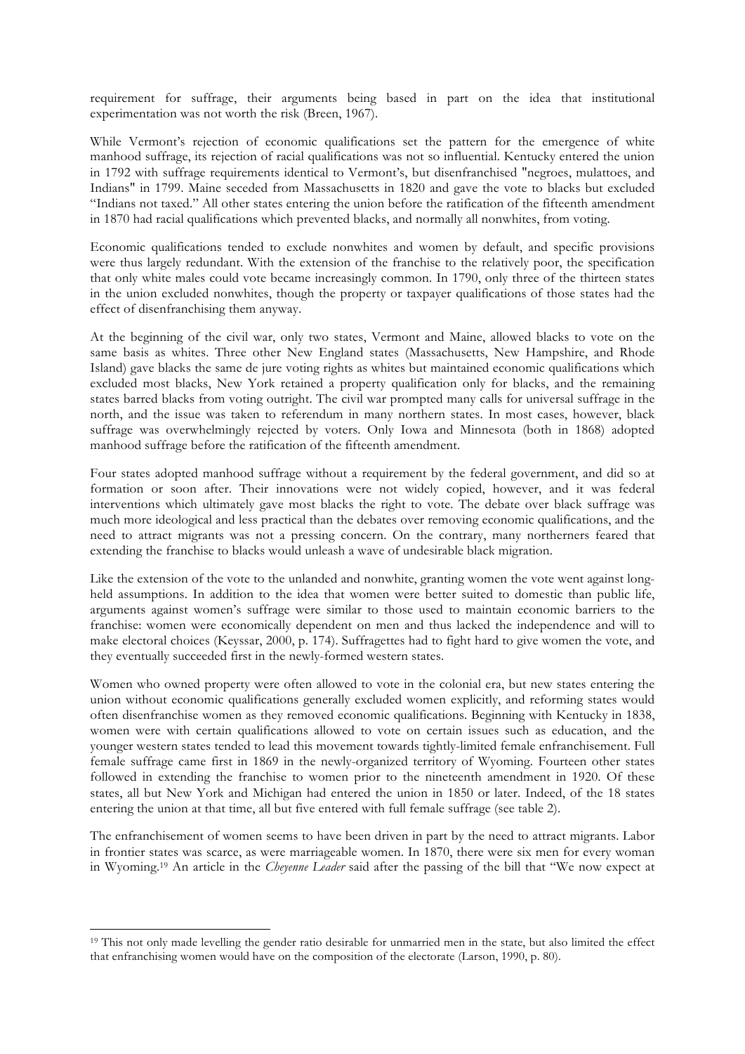requirement for suffrage, their arguments being based in part on the idea that institutional experimentation was not worth the risk (Breen, 1967).

While Vermont's rejection of economic qualifications set the pattern for the emergence of white manhood suffrage, its rejection of racial qualifications was not so influential. Kentucky entered the union in 1792 with suffrage requirements identical to Vermont's, but disenfranchised "negroes, mulattoes, and Indians" in 1799. Maine seceded from Massachusetts in 1820 and gave the vote to blacks but excluded "Indians not taxed." All other states entering the union before the ratification of the fifteenth amendment in 1870 had racial qualifications which prevented blacks, and normally all nonwhites, from voting.

Economic qualifications tended to exclude nonwhites and women by default, and specific provisions were thus largely redundant. With the extension of the franchise to the relatively poor, the specification that only white males could vote became increasingly common. In 1790, only three of the thirteen states in the union excluded nonwhites, though the property or taxpayer qualifications of those states had the effect of disenfranchising them anyway.

At the beginning of the civil war, only two states, Vermont and Maine, allowed blacks to vote on the same basis as whites. Three other New England states (Massachusetts, New Hampshire, and Rhode Island) gave blacks the same de jure voting rights as whites but maintained economic qualifications which excluded most blacks, New York retained a property qualification only for blacks, and the remaining states barred blacks from voting outright. The civil war prompted many calls for universal suffrage in the north, and the issue was taken to referendum in many northern states. In most cases, however, black suffrage was overwhelmingly rejected by voters. Only Iowa and Minnesota (both in 1868) adopted manhood suffrage before the ratification of the fifteenth amendment.

Four states adopted manhood suffrage without a requirement by the federal government, and did so at formation or soon after. Their innovations were not widely copied, however, and it was federal interventions which ultimately gave most blacks the right to vote. The debate over black suffrage was much more ideological and less practical than the debates over removing economic qualifications, and the need to attract migrants was not a pressing concern. On the contrary, many northerners feared that extending the franchise to blacks would unleash a wave of undesirable black migration.

Like the extension of the vote to the unlanded and nonwhite, granting women the vote went against long-held assumptions. In addition to the idea that women were better suited to domestic than public life, arguments against women's suffrage were similar to those used to maintain economic barriers to the franchise: women were economically dependent on men and thus lacked the independence and will to make electoral choices (Keyssar, 2000, p. 174). Suffragettes had to fight hard to give women the vote, and they eventually succeeded first in the newly-formed western states.

Women who owned property were often allowed to vote in the colonial era, but new states entering the union without economic qualifications generally excluded women explicitly, and reforming states would often disenfranchise women as they removed economic qualifications. Beginning with Kentucky in 1838, women were with certain qualifications allowed to vote on certain issues such as education, and the younger western states tended to lead this movement towards tightly-limited female enfranchisement. Full female suffrage came first in 1869 in the newly-organized territory of Wyoming. Fourteen other states followed in extending the franchise to women prior to the nineteenth amendment in 1920. Of these states, all but New York and Michigan had entered the union in 1850 or later. Indeed, of the 18 states entering the union at that time, all but five entered with full female suffrage (see table 2).

The enfranchisement of women seems to have been driven in part by the need to attract migrants. Labor in frontier states was scarce, as were marriageable women. In 1870, there were six men for every woman in Wyoming.[19] An article in the *Cheyenne Leader* said after the passing of the bill that "We now expect at

[19] This not only made levelling the gender ratio desirable for unmarried men in the state, but also limited the effect that enfranchising women would have on the composition of the electorate (Larson, 1990, p. 80).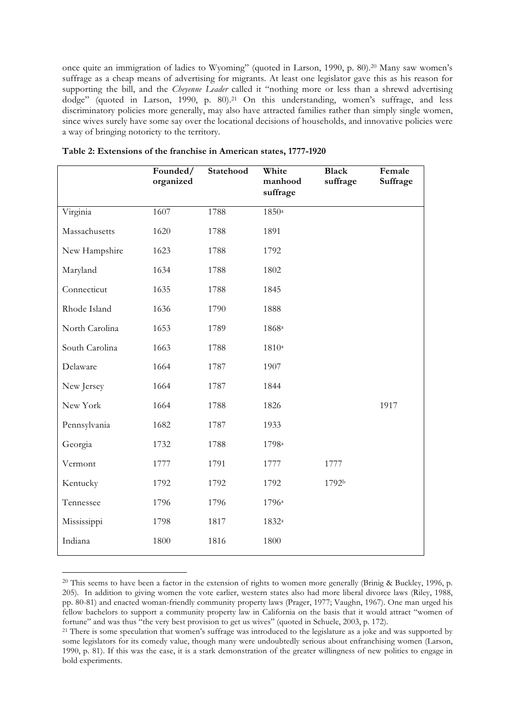once quite an immigration of ladies to Wyoming" (quoted in Larson, 1990, p. 80).[20] Many saw women's suffrage as a cheap means of advertising for migrants. At least one legislator gave this as his reason for supporting the bill, and the *Cheyenne Leader* called it "nothing more or less than a shrewd advertising dodge" (quoted in Larson, 1990, p. 80).[21] On this understanding, women's suffrage, and less discriminatory policies more generally, may also have attracted families rather than simply single women, since wives surely have some say over the locational decisions of households, and innovative policies were a way of bringing notoriety to the territory.

**Table 2: Extensions of the franchise in American states, 1777-1920**

| | Founded/ organized | Statehood | White manhood suffrage | Black suffrage | Female Suffrage |
|---|---|---|---|---|---|
| Virginia | 1607 | 1788 | 1850[a] | | |
| Massachusetts | 1620 | 1788 | 1891 | | |
| New Hampshire | 1623 | 1788 | 1792 | | |
| Maryland | 1634 | 1788 | 1802 | | |
| Connecticut | 1635 | 1788 | 1845 | | |
| Rhode Island | 1636 | 1790 | 1888 | | |
| North Carolina | 1653 | 1789 | 1868[a] | | |
| South Carolina | 1663 | 1788 | 1810[a] | | |
| Delaware | 1664 | 1787 | 1907 | | |
| New Jersey | 1664 | 1787 | 1844 | | |
| New York | 1664 | 1788 | 1826 | | 1917 |
| Pennsylvania | 1682 | 1787 | 1933 | | |
| Georgia | 1732 | 1788 | 1798[a] | | |
| Vermont | 1777 | 1791 | 1777 | 1777 | |
| Kentucky | 1792 | 1792 | 1792 | 1792[b] | |
| Tennessee | 1796 | 1796 | 1796[a] | | |
| Mississippi | 1798 | 1817 | 1832[a] | | |
| Indiana | 1800 | 1816 | 1800 | | |

[20] This seems to have been a factor in the extension of rights to women more generally (Brinig & Buckley, 1996, p. 205). In addition to giving women the vote earlier, western states also had more liberal divorce laws (Riley, 1988, pp. 80-81) and enacted woman-friendly community property laws (Prager, 1977; Vaughn, 1967). One man urged his fellow bachelors to support a community property law in California on the basis that it would attract "women of fortune" and was thus "the very best provision to get us wives" (quoted in Schuele, 2003, p. 172).

[21] There is some speculation that women's suffrage was introduced to the legislature as a joke and was supported by some legislators for its comedy value, though many were undoubtedly serious about enfranchising women (Larson, 1990, p. 81). If this was the case, it is a stark demonstration of the greater willingness of new polities to engage in bold experiments.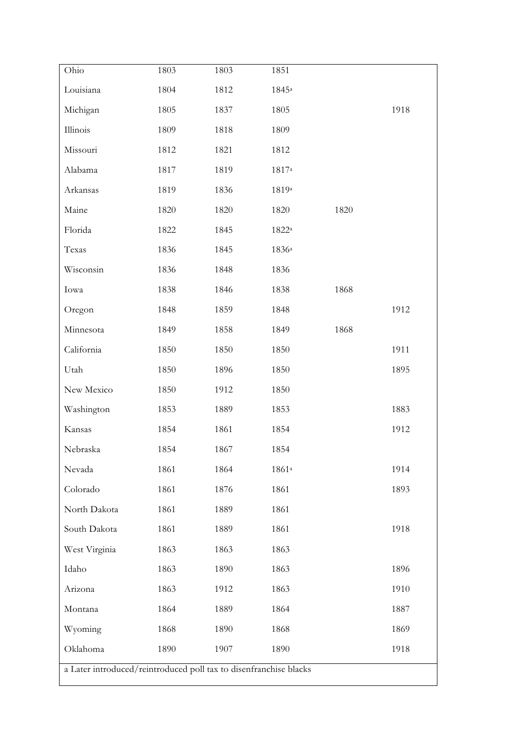| | | | | | |
|---|---|---|---|---|---|
| Ohio | 1803 | 1803 | 1851 | | |
| Louisiana | 1804 | 1812 | 1845[a] | | |
| Michigan | 1805 | 1837 | 1805 | | 1918 |
| Illinois | 1809 | 1818 | 1809 | | |
| Missouri | 1812 | 1821 | 1812 | | |
| Alabama | 1817 | 1819 | 1817[a] | | |
| Arkansas | 1819 | 1836 | 1819[a] | | |
| Maine | 1820 | 1820 | 1820 | 1820 | |
| Florida | 1822 | 1845 | 1822[a] | | |
| Texas | 1836 | 1845 | 1836[a] | | |
| Wisconsin | 1836 | 1848 | 1836 | | |
| Iowa | 1838 | 1846 | 1838 | 1868 | |
| Oregon | 1848 | 1859 | 1848 | | 1912 |
| Minnesota | 1849 | 1858 | 1849 | 1868 | |
| California | 1850 | 1850 | 1850 | | 1911 |
| Utah | 1850 | 1896 | 1850 | | 1895 |
| New Mexico | 1850 | 1912 | 1850 | | |
| Washington | 1853 | 1889 | 1853 | | 1883 |
| Kansas | 1854 | 1861 | 1854 | | 1912 |
| Nebraska | 1854 | 1867 | 1854 | | |
| Nevada | 1861 | 1864 | 1861[a] | | 1914 |
| Colorado | 1861 | 1876 | 1861 | | 1893 |
| North Dakota | 1861 | 1889 | 1861 | | |
| South Dakota | 1861 | 1889 | 1861 | | 1918 |
| West Virginia | 1863 | 1863 | 1863 | | |
| Idaho | 1863 | 1890 | 1863 | | 1896 |
| Arizona | 1863 | 1912 | 1863 | | 1910 |
| Montana | 1864 | 1889 | 1864 | | 1887 |
| Wyoming | 1868 | 1890 | 1868 | | 1869 |
| Oklahoma | 1890 | 1907 | 1890 | | 1918 |

a Later introduced/reintroduced poll tax to disenfranchise blacks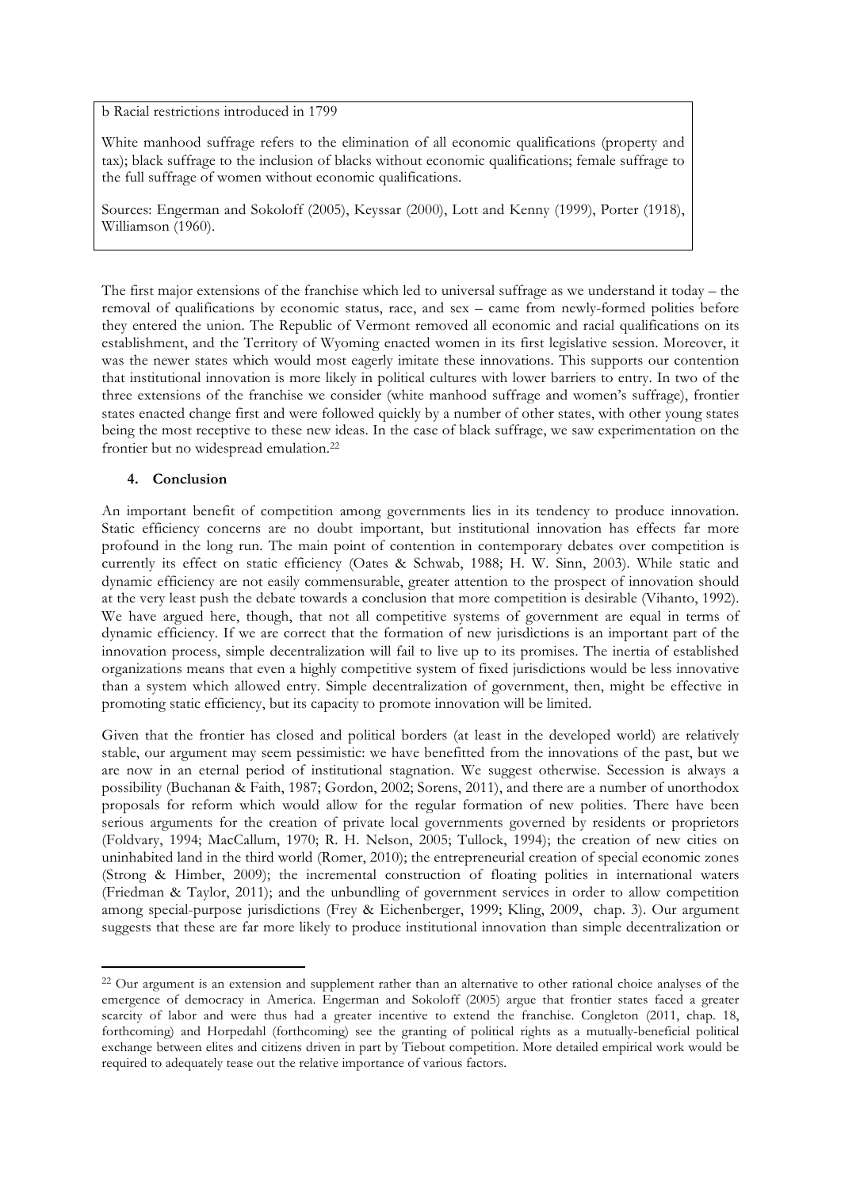b Racial restrictions introduced in 1799

White manhood suffrage refers to the elimination of all economic qualifications (property and tax); black suffrage to the inclusion of blacks without economic qualifications; female suffrage to the full suffrage of women without economic qualifications.

Sources: Engerman and Sokoloff (2005), Keyssar (2000), Lott and Kenny (1999), Porter (1918), Williamson (1960).

The first major extensions of the franchise which led to universal suffrage as we understand it today – the removal of qualifications by economic status, race, and sex – came from newly-formed polities before they entered the union. The Republic of Vermont removed all economic and racial qualifications on its establishment, and the Territory of Wyoming enacted women in its first legislative session. Moreover, it was the newer states which would most eagerly imitate these innovations. This supports our contention that institutional innovation is more likely in political cultures with lower barriers to entry. In two of the three extensions of the franchise we consider (white manhood suffrage and women's suffrage), frontier states enacted change first and were followed quickly by a number of other states, with other young states being the most receptive to these new ideas. In the case of black suffrage, we saw experimentation on the frontier but no widespread emulation.[22]

## 4. Conclusion

An important benefit of competition among governments lies in its tendency to produce innovation. Static efficiency concerns are no doubt important, but institutional innovation has effects far more profound in the long run. The main point of contention in contemporary debates over competition is currently its effect on static efficiency (Oates & Schwab, 1988; H. W. Sinn, 2003). While static and dynamic efficiency are not easily commensurable, greater attention to the prospect of innovation should at the very least push the debate towards a conclusion that more competition is desirable (Vihanto, 1992). We have argued here, though, that not all competitive systems of government are equal in terms of dynamic efficiency. If we are correct that the formation of new jurisdictions is an important part of the innovation process, simple decentralization will fail to live up to its promises. The inertia of established organizations means that even a highly competitive system of fixed jurisdictions would be less innovative than a system which allowed entry. Simple decentralization of government, then, might be effective in promoting static efficiency, but its capacity to promote innovation will be limited.

Given that the frontier has closed and political borders (at least in the developed world) are relatively stable, our argument may seem pessimistic: we have benefitted from the innovations of the past, but we are now in an eternal period of institutional stagnation. We suggest otherwise. Secession is always a possibility (Buchanan & Faith, 1987; Gordon, 2002; Sorens, 2011), and there are a number of unorthodox proposals for reform which would allow for the regular formation of new polities. There have been serious arguments for the creation of private local governments governed by residents or proprietors (Foldvary, 1994; MacCallum, 1970; R. H. Nelson, 2005; Tullock, 1994); the creation of new cities on uninhabited land in the third world (Romer, 2010); the entrepreneurial creation of special economic zones (Strong & Himber, 2009); the incremental construction of floating polities in international waters (Friedman & Taylor, 2011); and the unbundling of government services in order to allow competition among special-purpose jurisdictions (Frey & Eichenberger, 1999; Kling, 2009, chap. 3). Our argument suggests that these are far more likely to produce institutional innovation than simple decentralization or

[22] Our argument is an extension and supplement rather than an alternative to other rational choice analyses of the emergence of democracy in America. Engerman and Sokoloff (2005) argue that frontier states faced a greater scarcity of labor and were thus had a greater incentive to extend the franchise. Congleton (2011, chap. 18, forthcoming) and Horpedahl (forthcoming) see the granting of political rights as a mutually-beneficial political exchange between elites and citizens driven in part by Tiebout competition. More detailed empirical work would be required to adequately tease out the relative importance of various factors.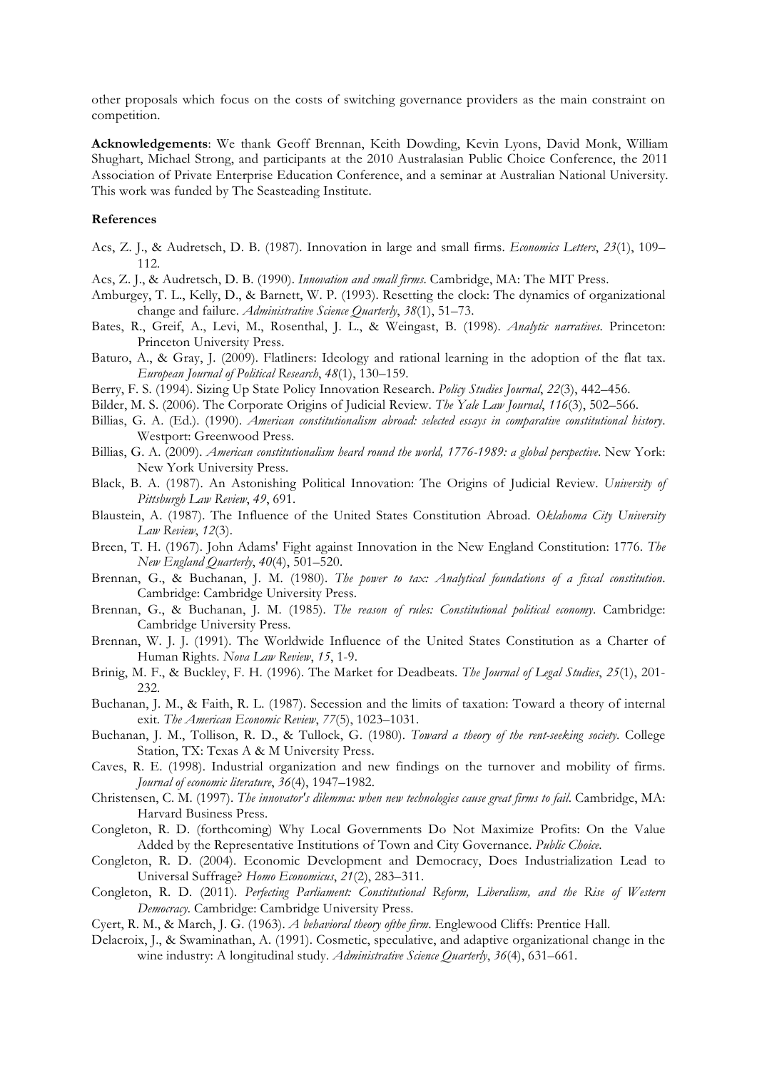other proposals which focus on the costs of switching governance providers as the main constraint on competition.

**Acknowledgements**: We thank Geoff Brennan, Keith Dowding, Kevin Lyons, David Monk, William Shughart, Michael Strong, and participants at the 2010 Australasian Public Choice Conference, the 2011 Association of Private Enterprise Education Conference, and a seminar at Australian National University. This work was funded by The Seasteading Institute.

**References**

Acs, Z. J., & Audretsch, D. B. (1987). Innovation in large and small firms. *Economics Letters*, *23*(1), 109–112.

Acs, Z. J., & Audretsch, D. B. (1990). *Innovation and small firms*. Cambridge, MA: The MIT Press.

Amburgey, T. L., Kelly, D., & Barnett, W. P. (1993). Resetting the clock: The dynamics of organizational change and failure. *Administrative Science Quarterly*, *38*(1), 51–73.

Bates, R., Greif, A., Levi, M., Rosenthal, J. L., & Weingast, B. (1998). *Analytic narratives*. Princeton: Princeton University Press.

Baturo, A., & Gray, J. (2009). Flatliners: Ideology and rational learning in the adoption of the flat tax. *European Journal of Political Research*, *48*(1), 130–159.

Berry, F. S. (1994). Sizing Up State Policy Innovation Research. *Policy Studies Journal*, *22*(3), 442–456.

Bilder, M. S. (2006). The Corporate Origins of Judicial Review. *The Yale Law Journal*, *116*(3), 502–566.

Billias, G. A. (Ed.). (1990). *American constitutionalism abroad: selected essays in comparative constitutional history*. Westport: Greenwood Press.

Billias, G. A. (2009). *American constitutionalism heard round the world, 1776-1989: a global perspective*. New York: New York University Press.

Black, B. A. (1987). An Astonishing Political Innovation: The Origins of Judicial Review. *University of Pittsburgh Law Review*, *49*, 691.

Blaustein, A. (1987). The Influence of the United States Constitution Abroad. *Oklahoma City University Law Review*, *12*(3).

Breen, T. H. (1967). John Adams' Fight against Innovation in the New England Constitution: 1776. *The New England Quarterly*, *40*(4), 501–520.

Brennan, G., & Buchanan, J. M. (1980). *The power to tax: Analytical foundations of a fiscal constitution*. Cambridge: Cambridge University Press.

Brennan, G., & Buchanan, J. M. (1985). *The reason of rules: Constitutional political economy*. Cambridge: Cambridge University Press.

Brennan, W. J. J. (1991). The Worldwide Influence of the United States Constitution as a Charter of Human Rights. *Nova Law Review*, *15*, 1-9.

Brinig, M. F., & Buckley, F. H. (1996). The Market for Deadbeats. *The Journal of Legal Studies*, *25*(1), 201-232.

Buchanan, J. M., & Faith, R. L. (1987). Secession and the limits of taxation: Toward a theory of internal exit. *The American Economic Review*, *77*(5), 1023–1031.

Buchanan, J. M., Tollison, R. D., & Tullock, G. (1980). *Toward a theory of the rent-seeking society*. College Station, TX: Texas A & M University Press.

Caves, R. E. (1998). Industrial organization and new findings on the turnover and mobility of firms. *Journal of economic literature*, *36*(4), 1947–1982.

Christensen, C. M. (1997). *The innovator's dilemma: when new technologies cause great firms to fail*. Cambridge, MA: Harvard Business Press.

Congleton, R. D. (forthcoming) Why Local Governments Do Not Maximize Profits: On the Value Added by the Representative Institutions of Town and City Governance. *Public Choice*.

Congleton, R. D. (2004). Economic Development and Democracy, Does Industrialization Lead to Universal Suffrage? *Homo Economicus*, *21*(2), 283–311.

Congleton, R. D. (2011). *Perfecting Parliament: Constitutional Reform, Liberalism, and the Rise of Western Democracy*. Cambridge: Cambridge University Press.

Cyert, R. M., & March, J. G. (1963). *A behavioral theory ofthe firm*. Englewood Cliffs: Prentice Hall.

Delacroix, J., & Swaminathan, A. (1991). Cosmetic, speculative, and adaptive organizational change in the wine industry: A longitudinal study. *Administrative Science Quarterly*, *36*(4), 631–661.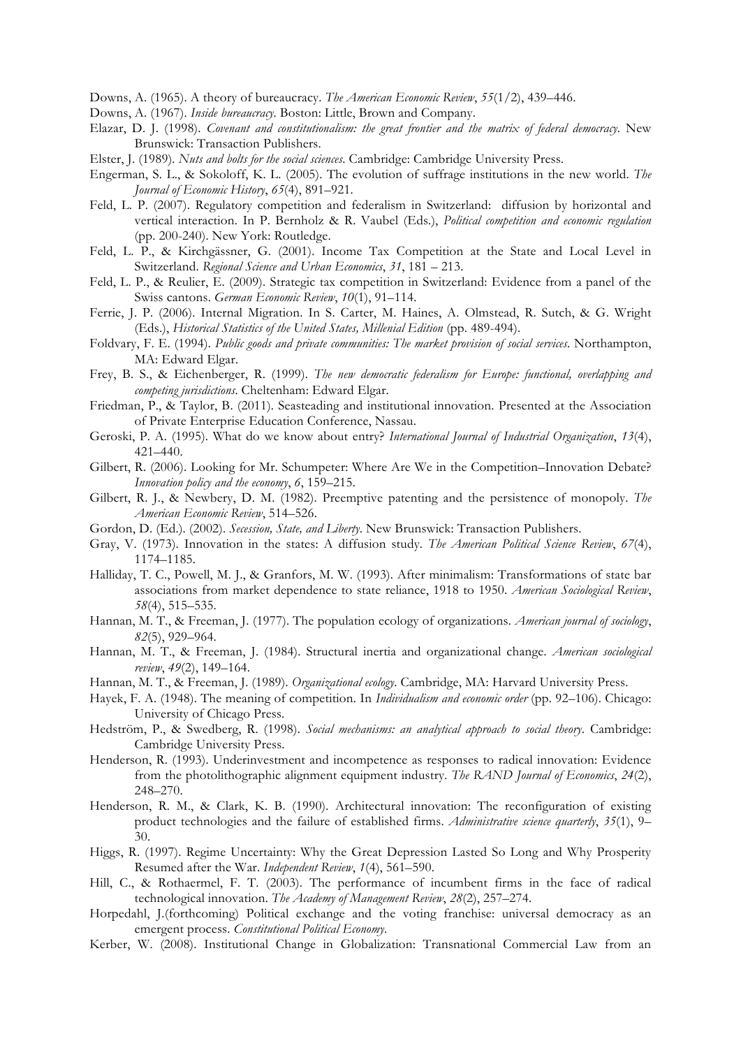Downs, A. (1965). A theory of bureaucracy. *The American Economic Review*, *55*(1/2), 439–446.

Downs, A. (1967). *Inside bureaucracy*. Boston: Little, Brown and Company.

Elazar, D. J. (1998). *Covenant and constitutionalism: the great frontier and the matrix of federal democracy*. New Brunswick: Transaction Publishers.

Elster, J. (1989). *Nuts and bolts for the social sciences*. Cambridge: Cambridge University Press.

Engerman, S. L., & Sokoloff, K. L. (2005). The evolution of suffrage institutions in the new world. *The Journal of Economic History*, *65*(4), 891–921.

Feld, L. P. (2007). Regulatory competition and federalism in Switzerland: diffusion by horizontal and vertical interaction. In P. Bernholz & R. Vaubel (Eds.), *Political competition and economic regulation* (pp. 200-240). New York: Routledge.

Feld, L. P., & Kirchgässner, G. (2001). Income Tax Competition at the State and Local Level in Switzerland. *Regional Science and Urban Economics*, *31*, 181 – 213.

Feld, L. P., & Reulier, E. (2009). Strategic tax competition in Switzerland: Evidence from a panel of the Swiss cantons. *German Economic Review*, *10*(1), 91–114.

Ferrie, J. P. (2006). Internal Migration. In S. Carter, M. Haines, A. Olmstead, R. Sutch, & G. Wright (Eds.), *Historical Statistics of the United States, Millenial Edition* (pp. 489-494).

Foldvary, F. E. (1994). *Public goods and private communities: The market provision of social services*. Northampton, MA: Edward Elgar.

Frey, B. S., & Eichenberger, R. (1999). *The new democratic federalism for Europe: functional, overlapping and competing jurisdictions*. Cheltenham: Edward Elgar.

Friedman, P., & Taylor, B. (2011). Seasteading and institutional innovation. Presented at the Association of Private Enterprise Education Conference, Nassau.

Geroski, P. A. (1995). What do we know about entry? *International Journal of Industrial Organization*, *13*(4), 421–440.

Gilbert, R. (2006). Looking for Mr. Schumpeter: Where Are We in the Competition–Innovation Debate? *Innovation policy and the economy*, *6*, 159–215.

Gilbert, R. J., & Newbery, D. M. (1982). Preemptive patenting and the persistence of monopoly. *The American Economic Review*, 514–526.

Gordon, D. (Ed.). (2002). *Secession, State, and Liberty*. New Brunswick: Transaction Publishers.

Gray, V. (1973). Innovation in the states: A diffusion study. *The American Political Science Review*, *67*(4), 1174–1185.

Halliday, T. C., Powell, M. J., & Granfors, M. W. (1993). After minimalism: Transformations of state bar associations from market dependence to state reliance, 1918 to 1950. *American Sociological Review*, *58*(4), 515–535.

Hannan, M. T., & Freeman, J. (1977). The population ecology of organizations. *American journal of sociology*, *82*(5), 929–964.

Hannan, M. T., & Freeman, J. (1984). Structural inertia and organizational change. *American sociological review*, *49*(2), 149–164.

Hannan, M. T., & Freeman, J. (1989). *Organizational ecology*. Cambridge, MA: Harvard University Press.

Hayek, F. A. (1948). The meaning of competition. In *Individualism and economic order* (pp. 92–106). Chicago: University of Chicago Press.

Hedström, P., & Swedberg, R. (1998). *Social mechanisms: an analytical approach to social theory*. Cambridge: Cambridge University Press.

Henderson, R. (1993). Underinvestment and incompetence as responses to radical innovation: Evidence from the photolithographic alignment equipment industry. *The RAND Journal of Economics*, *24*(2), 248–270.

Henderson, R. M., & Clark, K. B. (1990). Architectural innovation: The reconfiguration of existing product technologies and the failure of established firms. *Administrative science quarterly*, *35*(1), 9–30.

Higgs, R. (1997). Regime Uncertainty: Why the Great Depression Lasted So Long and Why Prosperity Resumed after the War. *Independent Review*, *1*(4), 561–590.

Hill, C., & Rothaermel, F. T. (2003). The performance of incumbent firms in the face of radical technological innovation. *The Academy of Management Review*, *28*(2), 257–274.

Horpedahl, J.(forthcoming) Political exchange and the voting franchise: universal democracy as an emergent process. *Constitutional Political Economy*.

Kerber, W. (2008). Institutional Change in Globalization: Transnational Commercial Law from an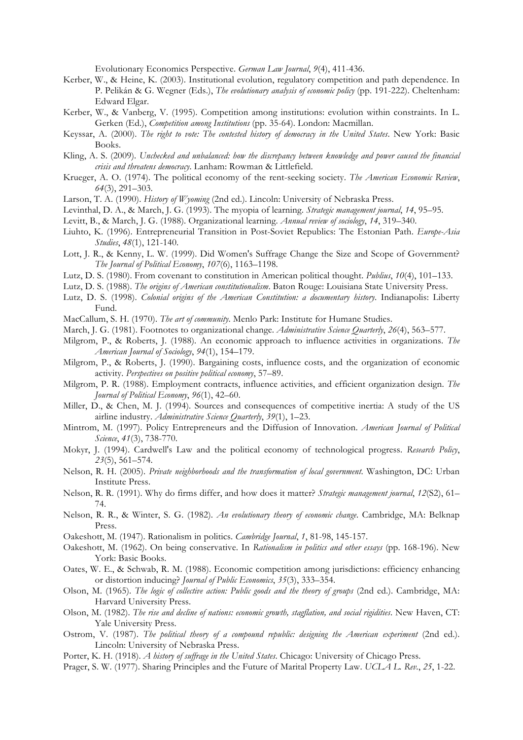Evolutionary Economics Perspective. *German Law Journal*, *9*(4), 411-436.

Kerber, W., & Heine, K. (2003). Institutional evolution, regulatory competition and path dependence. In P. Pelikán & G. Wegner (Eds.), *The evolutionary analysis of economic policy* (pp. 191-222). Cheltenham: Edward Elgar.

Kerber, W., & Vanberg, V. (1995). Competition among institutions: evolution within constraints. In L. Gerken (Ed.), *Competition among Institutions* (pp. 35-64). London: Macmillan.

Keyssar, A. (2000). *The right to vote: The contested history of democracy in the United States*. New York: Basic Books.

Kling, A. S. (2009). *Unchecked and unbalanced: how the discrepancy between knowledge and power caused the financial crisis and threatens democracy*. Lanham: Rowman & Littlefield.

Krueger, A. O. (1974). The political economy of the rent-seeking society. *The American Economic Review*, *64*(3), 291–303.

Larson, T. A. (1990). *History of Wyoming* (2nd ed.). Lincoln: University of Nebraska Press.

Levinthal, D. A., & March, J. G. (1993). The myopia of learning. *Strategic management journal*, *14*, 95–95.

Levitt, B., & March, J. G. (1988). Organizational learning. *Annual review of sociology*, *14*, 319–340.

Liuhto, K. (1996). Entrepreneurial Transition in Post-Soviet Republics: The Estonian Path. *Europe-Asia Studies*, *48*(1), 121-140.

Lott, J. R., & Kenny, L. W. (1999). Did Women's Suffrage Change the Size and Scope of Government? *The Journal of Political Economy*, *107*(6), 1163–1198.

Lutz, D. S. (1980). From covenant to constitution in American political thought. *Publius*, *10*(4), 101–133.

Lutz, D. S. (1988). *The origins of American constitutionalism*. Baton Rouge: Louisiana State University Press.

Lutz, D. S. (1998). *Colonial origins of the American Constitution: a documentary history*. Indianapolis: Liberty Fund.

MacCallum, S. H. (1970). *The art of community*. Menlo Park: Institute for Humane Studies.

March, J. G. (1981). Footnotes to organizational change. *Administrative Science Quarterly*, *26*(4), 563–577.

Milgrom, P., & Roberts, J. (1988). An economic approach to influence activities in organizations. *The American Journal of Sociology*, *94*(1), 154–179.

Milgrom, P., & Roberts, J. (1990). Bargaining costs, influence costs, and the organization of economic activity. *Perspectives on positive political economy*, 57–89.

Milgrom, P. R. (1988). Employment contracts, influence activities, and efficient organization design. *The Journal of Political Economy*, *96*(1), 42–60.

Miller, D., & Chen, M. J. (1994). Sources and consequences of competitive inertia: A study of the US airline industry. *Administrative Science Quarterly*, *39*(1), 1–23.

Mintrom, M. (1997). Policy Entrepreneurs and the Diffusion of Innovation. *American Journal of Political Science*, *41*(3), 738-770.

Mokyr, J. (1994). Cardwell's Law and the political economy of technological progress. *Research Policy*, *23*(5), 561–574.

Nelson, R. H. (2005). *Private neighborhoods and the transformation of local government*. Washington, DC: Urban Institute Press.

Nelson, R. R. (1991). Why do firms differ, and how does it matter? *Strategic management journal*, *12*(S2), 61–74.

Nelson, R. R., & Winter, S. G. (1982). *An evolutionary theory of economic change*. Cambridge, MA: Belknap Press.

Oakeshott, M. (1947). Rationalism in politics. *Cambridge Journal*, *1*, 81-98, 145-157.

Oakeshott, M. (1962). On being conservative. In *Rationalism in politics and other essays* (pp. 168-196). New York: Basic Books.

Oates, W. E., & Schwab, R. M. (1988). Economic competition among jurisdictions: efficiency enhancing or distortion inducing? *Journal of Public Economics*, *35*(3), 333–354.

Olson, M. (1965). *The logic of collective action: Public goods and the theory of groups* (2nd ed.). Cambridge, MA: Harvard University Press.

Olson, M. (1982). *The rise and decline of nations: economic growth, stagflation, and social rigidities*. New Haven, CT: Yale University Press.

Ostrom, V. (1987). *The political theory of a compound republic: designing the American experiment* (2nd ed.). Lincoln: University of Nebraska Press.

Porter, K. H. (1918). *A history of suffrage in the United States*. Chicago: University of Chicago Press.

Prager, S. W. (1977). Sharing Principles and the Future of Marital Property Law. *UCLA L. Rev.*, *25*, 1-22.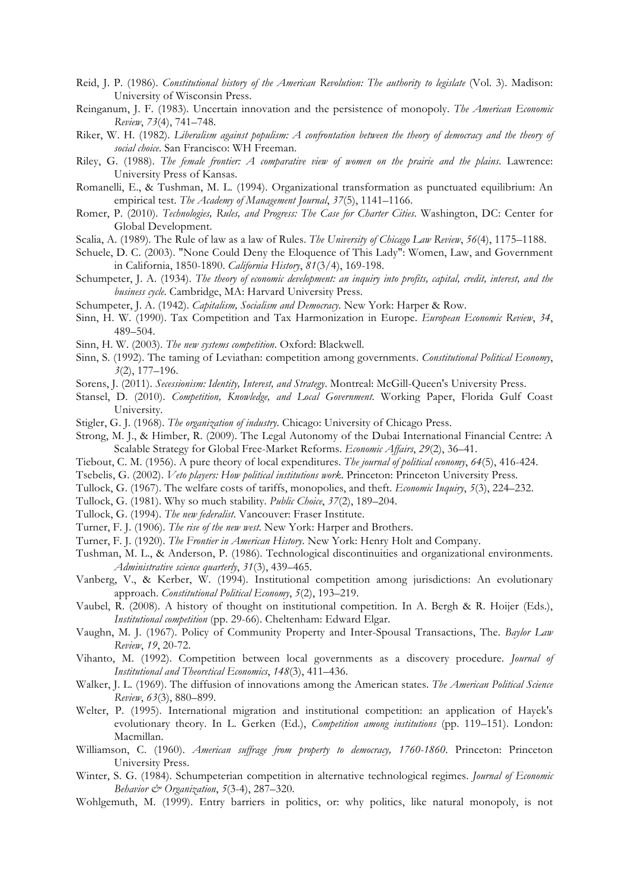Reid, J. P. (1986). *Constitutional history of the American Revolution: The authority to legislate* (Vol. 3). Madison: University of Wisconsin Press.

Reinganum, J. F. (1983). Uncertain innovation and the persistence of monopoly. *The American Economic Review*, *73*(4), 741–748.

Riker, W. H. (1982). *Liberalism against populism: A confrontation between the theory of democracy and the theory of social choice*. San Francisco: WH Freeman.

Riley, G. (1988). *The female frontier: A comparative view of women on the prairie and the plains*. Lawrence: University Press of Kansas.

Romanelli, E., & Tushman, M. L. (1994). Organizational transformation as punctuated equilibrium: An empirical test. *The Academy of Management Journal*, *37*(5), 1141–1166.

Romer, P. (2010). *Technologies, Rules, and Progress: The Case for Charter Cities*. Washington, DC: Center for Global Development.

Scalia, A. (1989). The Rule of law as a law of Rules. *The University of Chicago Law Review*, *56*(4), 1175–1188.

Schuele, D. C. (2003). "None Could Deny the Eloquence of This Lady": Women, Law, and Government in California, 1850-1890. *California History*, *81*(3/4), 169-198.

Schumpeter, J. A. (1934). *The theory of economic development: an inquiry into profits, capital, credit, interest, and the business cycle*. Cambridge, MA: Harvard University Press.

Schumpeter, J. A. (1942). *Capitalism, Socialism and Democracy*. New York: Harper & Row.

Sinn, H. W. (1990). Tax Competition and Tax Harmonization in Europe. *European Economic Review*, *34*, 489–504.

Sinn, H. W. (2003). *The new systems competition*. Oxford: Blackwell.

Sinn, S. (1992). The taming of Leviathan: competition among governments. *Constitutional Political Economy*, *3*(2), 177–196.

Sorens, J. (2011). *Secessionism: Identity, Interest, and Strategy*. Montreal: McGill-Queen's University Press.

Stansel, D. (2010). *Competition, Knowledge, and Local Government*. Working Paper, Florida Gulf Coast University.

Stigler, G. J. (1968). *The organization of industry*. Chicago: University of Chicago Press.

Strong, M. J., & Himber, R. (2009). The Legal Autonomy of the Dubai International Financial Centre: A Scalable Strategy for Global Free-Market Reforms. *Economic Affairs*, *29*(2), 36–41.

Tiebout, C. M. (1956). A pure theory of local expenditures. *The journal of political economy*, *64*(5), 416-424.

Tsebelis, G. (2002). *Veto players: How political institutions work*. Princeton: Princeton University Press.

Tullock, G. (1967). The welfare costs of tariffs, monopolies, and theft. *Economic Inquiry*, *5*(3), 224–232.

Tullock, G. (1981). Why so much stability. *Public Choice*, *37*(2), 189–204.

Tullock, G. (1994). *The new federalist*. Vancouver: Fraser Institute.

Turner, F. J. (1906). *The rise of the new west*. New York: Harper and Brothers.

Turner, F. J. (1920). *The Frontier in American History*. New York: Henry Holt and Company.

Tushman, M. L., & Anderson, P. (1986). Technological discontinuities and organizational environments. *Administrative science quarterly*, *31*(3), 439–465.

Vanberg, V., & Kerber, W. (1994). Institutional competition among jurisdictions: An evolutionary approach. *Constitutional Political Economy*, *5*(2), 193–219.

Vaubel, R. (2008). A history of thought on institutional competition. In A. Bergh & R. Hoijer (Eds.), *Institutional competition* (pp. 29-66). Cheltenham: Edward Elgar.

Vaughn, M. J. (1967). Policy of Community Property and Inter-Spousal Transactions, The. *Baylor Law Review*, *19*, 20-72.

Vihanto, M. (1992). Competition between local governments as a discovery procedure. *Journal of Institutional and Theoretical Economics*, *148*(3), 411–436.

Walker, J. L. (1969). The diffusion of innovations among the American states. *The American Political Science Review*, *63*(3), 880–899.

Welter, P. (1995). International migration and institutional competition: an application of Hayek's evolutionary theory. In L. Gerken (Ed.), *Competition among institutions* (pp. 119–151). London: Macmillan.

Williamson, C. (1960). *American suffrage from property to democracy, 1760-1860*. Princeton: Princeton University Press.

Winter, S. G. (1984). Schumpeterian competition in alternative technological regimes. *Journal of Economic Behavior & Organization*, *5*(3-4), 287–320.

Wohlgemuth, M. (1999). Entry barriers in politics, or: why politics, like natural monopoly, is not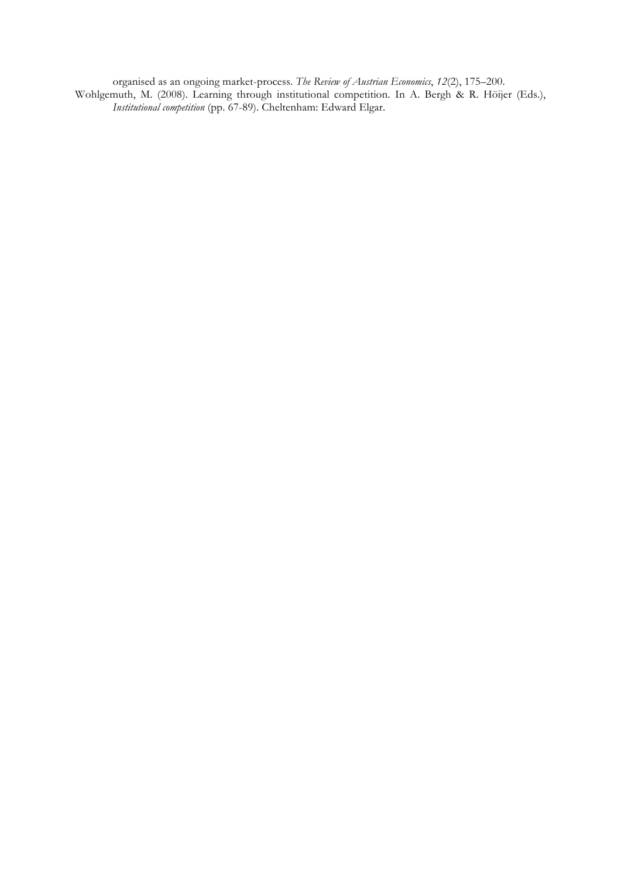organised as an ongoing market-process. *The Review of Austrian Economics*, *12*(2), 175–200.

Wohlgemuth, M. (2008). Learning through institutional competition. In A. Bergh & R. Höijer (Eds.), *Institutional competition* (pp. 67-89). Cheltenham: Edward Elgar.